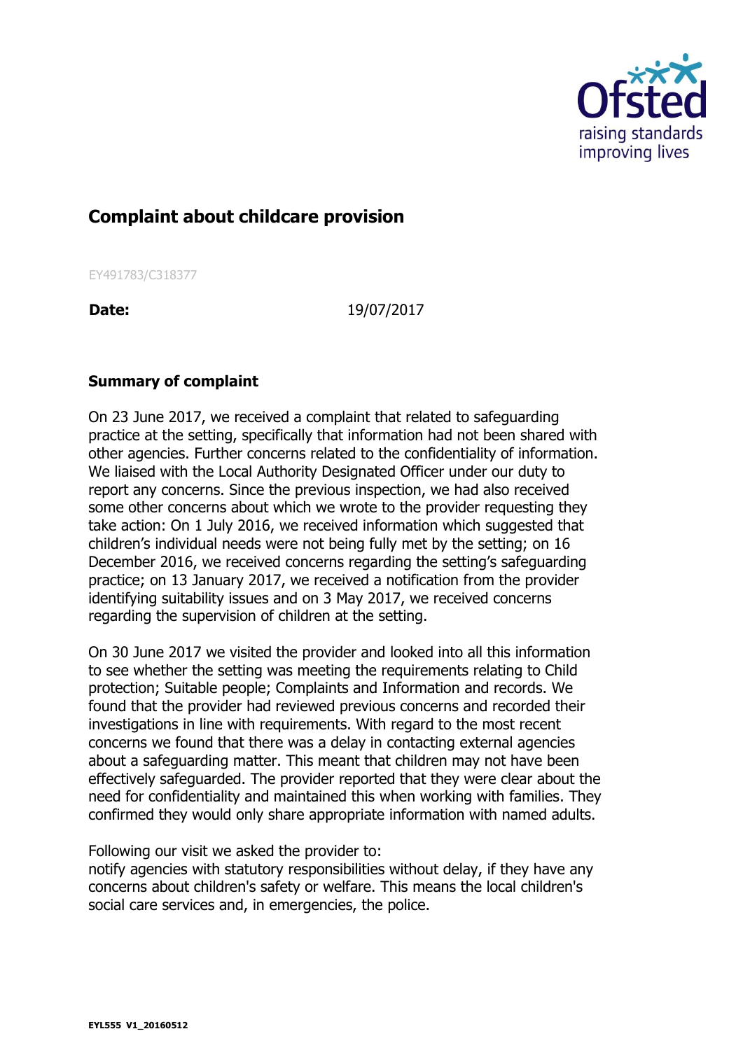## Complaint about childcare provision

EY491783/C318377

**Date:** 19/07/2017

### Summary of complaint

On 23 June 2017, we received a complaint that related to safeguarding practice at the setting, specifically that information had not been shared with other agencies. Further concerns related to the confidentiality of information. We liaised with the Local Authority Designated Officer under our duty to report any concerns. Since the previous inspection, we had also received some other concerns about which we wrote to the provider requesting they take action: On 1 July 2016, we received information which suggested that children's individual needs were not being fully met by the setting; on 16 December 2016, we received concerns regarding the setting's safeguarding practice; on 13 January 2017, we received a notification from the provider identifying suitability issues and on 3 May 2017, we received concerns regarding the supervision of children at the setting.

On 30 June 2017 we visited the provider and looked into all this information to see whether the setting was meeting the requirements relating to Child protection; Suitable people; Complaints and Information and records. We found that the provider had reviewed previous concerns and recorded their investigations in line with requirements. With regard to the most recent concerns we found that there was a delay in contacting external agencies about a safeguarding matter. This meant that children may not have been effectively safeguarded. The provider reported that they were clear about the need for confidentiality and maintained this when working with families. They confirmed they would only share appropriate information with named adults.

Following our visit we asked the provider to:
notify agencies with statutory responsibilities without delay, if they have any concerns about children's safety or welfare. This means the local children's social care services and, in emergencies, the police.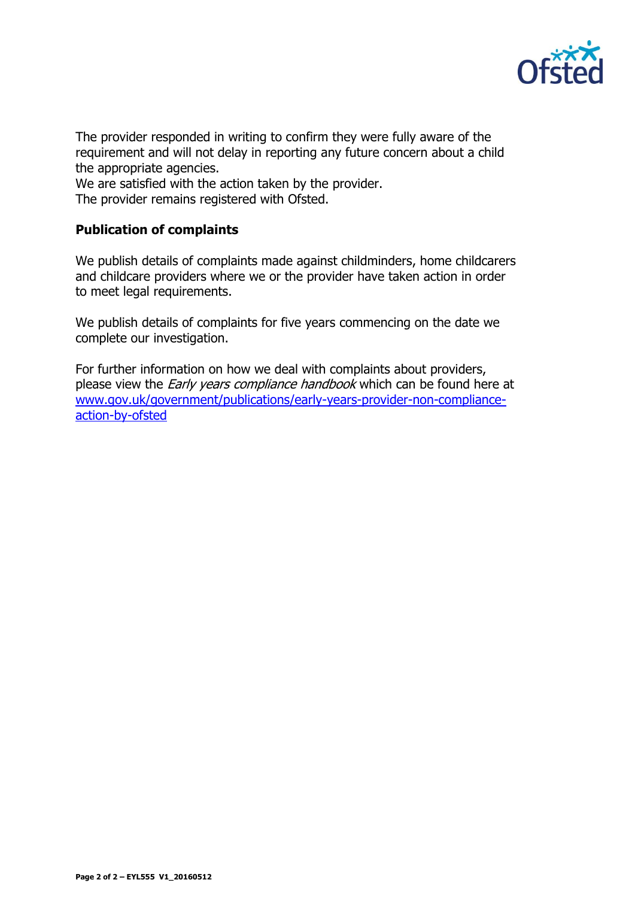The provider responded in writing to confirm they were fully aware of the requirement and will not delay in reporting any future concern about a child the appropriate agencies.
We are satisfied with the action taken by the provider.
The provider remains registered with Ofsted.

## Publication of complaints

We publish details of complaints made against childminders, home childcarers and childcare providers where we or the provider have taken action in order to meet legal requirements.

We publish details of complaints for five years commencing on the date we complete our investigation.

For further information on how we deal with complaints about providers, please view the *Early years compliance handbook* which can be found here at [www.gov.uk/government/publications/early-years-provider-non-compliance-action-by-ofsted](www.gov.uk/government/publications/early-years-provider-non-compliance-action-by-ofsted)